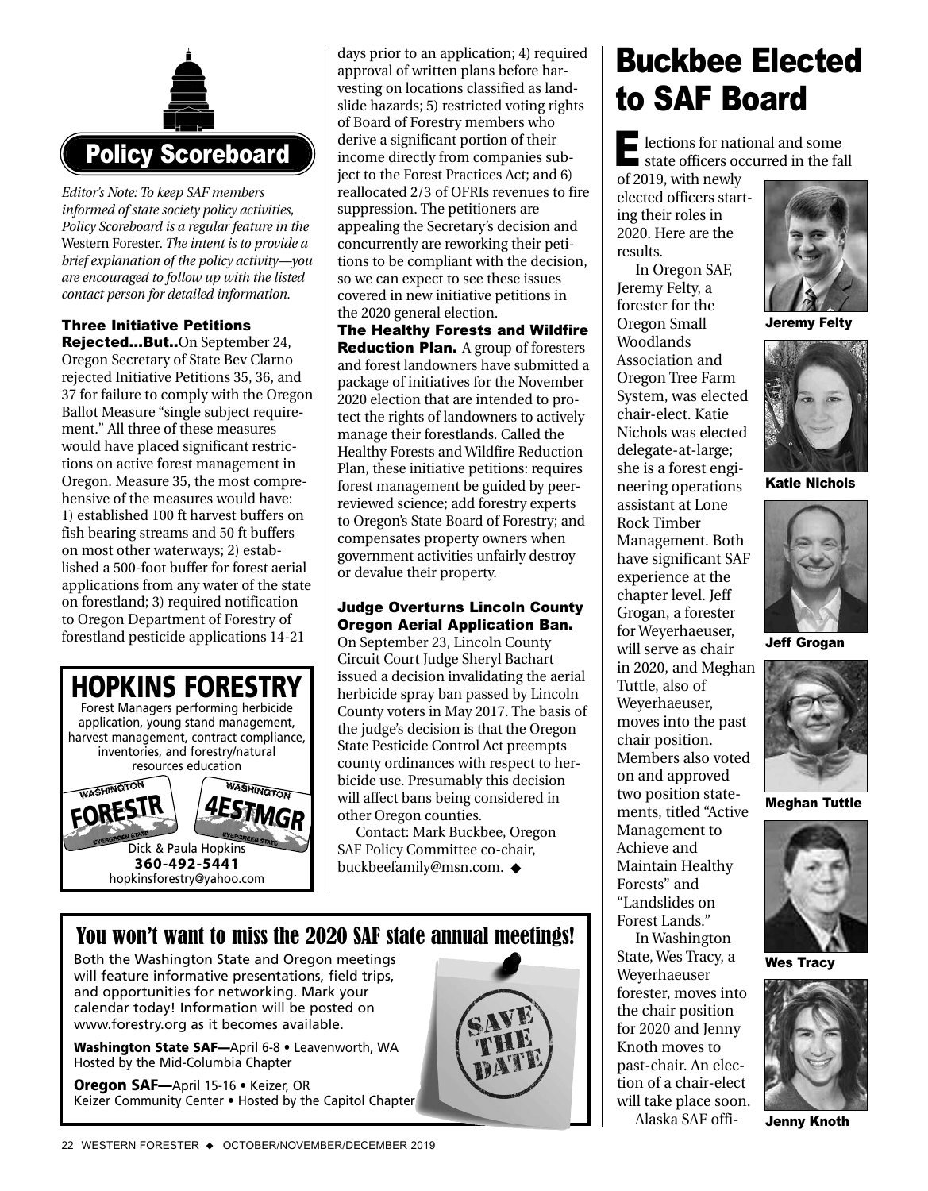## Policy Scoreboard

*Editor's Note: To keep SAF members informed of state society policy activities, Policy Scoreboard is a regular feature in the* Western Forester. *The intent is to provide a brief explanation of the policy activity—you are encouraged to follow up with the listed contact person for detailed information.*

**Three Initiative Petitions Rejected…But..** On September 24, Oregon Secretary of State Bev Clarno rejected Initiative Petitions 35, 36, and 37 for failure to comply with the Oregon Ballot Measure "single subject requirement." All three of these measures would have placed significant restrictions on active forest management in Oregon. Measure 35, the most comprehensive of the measures would have: 1) established 100 ft harvest buffers on fish bearing streams and 50 ft buffers on most other waterways; 2) established a 500-foot buffer for forest aerial applications from any water of the state on forestland; 3) required notification to Oregon Department of Forestry of forestland pesticide applications 14-21 days prior to an application; 4) required approval of written plans before harvesting on locations classified as landslide hazards; 5) restricted voting rights of Board of Forestry members who derive a significant portion of their income directly from companies subject to the Forest Practices Act; and 6) reallocated 2/3 of OFRIs revenues to fire suppression. The petitioners are appealing the Secretary's decision and concurrently are reworking their petitions to be compliant with the decision, so we can expect to see these issues covered in new initiative petitions in the 2020 general election.

**The Healthy Forests and Wildfire Reduction Plan.** A group of foresters and forest landowners have submitted a package of initiatives for the November 2020 election that are intended to protect the rights of landowners to actively manage their forestlands. Called the Healthy Forests and Wildfire Reduction Plan, these initiative petitions: requires forest management be guided by peer-reviewed science; add forestry experts to Oregon's State Board of Forestry; and compensates property owners when government activities unfairly destroy or devalue their property.

**Judge Overturns Lincoln County Oregon Aerial Application Ban.** On September 23, Lincoln County Circuit Court Judge Sheryl Bachart issued a decision invalidating the aerial herbicide spray ban passed by Lincoln County voters in May 2017. The basis of the judge's decision is that the Oregon State Pesticide Control Act preempts county ordinances with respect to herbicide use. Presumably this decision will affect bans being considered in other Oregon counties.

Contact: Mark Buckbee, Oregon SAF Policy Committee co-chair, buckbeefamily@msn.com. ◆

**HOPKINS FORESTRY**

Forest Managers performing herbicide application, young stand management, harvest management, contract compliance, inventories, and forestry/natural resources education

WASHINGTON FORESTR — WASHINGTON 4ESTMGR

Dick & Paula Hopkins
**360-492-5441**
hopkinsforestry@yahoo.com

# Buckbee Elected to SAF Board

Elections for national and some state officers occurred in the fall of 2019, with newly elected officers starting their roles in 2020. Here are the results.

In Oregon SAF, Jeremy Felty, a forester for the Oregon Small Woodlands Association and Oregon Tree Farm System, was elected chair-elect. Katie Nichols was elected delegate-at-large; she is a forest engineering operations assistant at Lone Rock Timber Management. Both have significant SAF experience at the chapter level. Jeff Grogan, a forester for Weyerhaeuser, will serve as chair in 2020, and Meghan Tuttle, also of Weyerhaeuser, moves into the past chair position. Members also voted on and approved two position statements, titled "Active Management to Achieve and Maintain Healthy Forests" and "Landslides on Forest Lands."

In Washington State, Wes Tracy, a Weyerhaeuser forester, moves into the chair position for 2020 and Jenny Knoth moves to past-chair. An election of a chair-elect will take place soon.

Alaska SAF offi-

**Jeremy Felty**

**Katie Nichols**

**Jeff Grogan**

**Meghan Tuttle**

**Wes Tracy**

**Jenny Knoth**

## You won't want to miss the 2020 SAF state annual meetings!

Both the Washington State and Oregon meetings will feature informative presentations, field trips, and opportunities for networking. Mark your calendar today! Information will be posted on www.forestry.org as it becomes available.

**Washington State SAF—**April 6-8 • Leavenworth, WA
Hosted by the Mid-Columbia Chapter

**Oregon SAF—**April 15-16 • Keizer, OR
Keizer Community Center • Hosted by the Capitol Chapter

SAVE THE DATE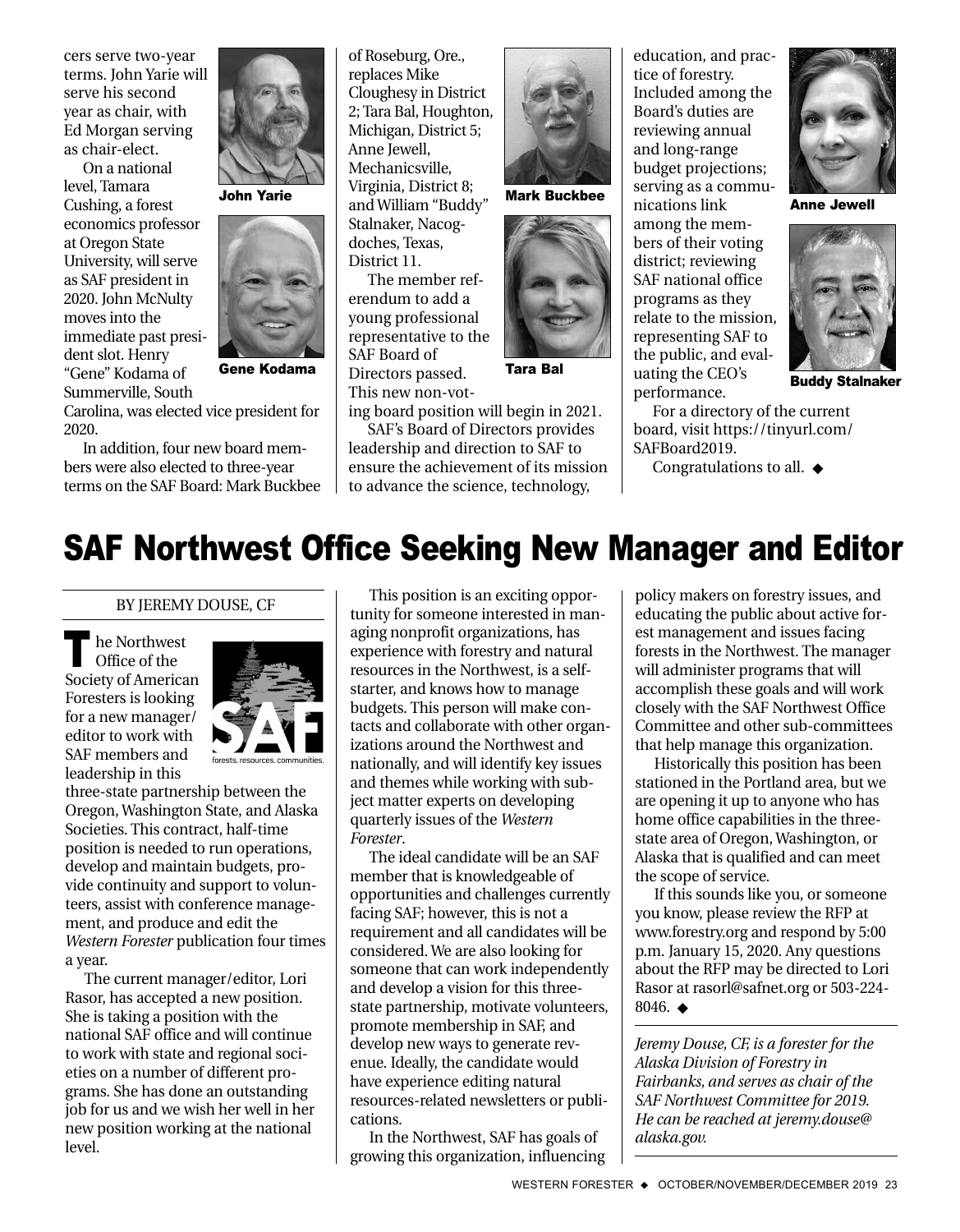cers serve two-year terms. John Yarie will serve his second year as chair, with Ed Morgan serving as chair-elect.

On a national level, Tamara Cushing, a forest economics professor at Oregon State University, will serve as SAF president in 2020. John McNulty moves into the immediate past president slot. Henry "Gene" Kodama of Summerville, South Carolina, was elected vice president for 2020.

In addition, four new board members were also elected to three-year terms on the SAF Board: Mark Buckbee of Roseburg, Ore., replaces Mike Cloughesy in District 2; Tara Bal, Houghton, Michigan, District 5; Anne Jewell, Mechanicsville, Virginia, District 8; and William "Buddy" Stalnaker, Nacogdoches, Texas, District 11.

The member referendum to add a young professional representative to the SAF Board of Directors passed. This new non-voting board position will begin in 2021.

SAF's Board of Directors provides leadership and direction to SAF to ensure the achievement of its mission to advance the science, technology, education, and practice of forestry. Included among the Board's duties are reviewing annual and long-range budget projections; serving as a communications link among the members of their voting district; reviewing SAF national office programs as they relate to the mission, representing SAF to the public, and evaluating the CEO's performance.

For a directory of the current board, visit https://tinyurl.com/SAFBoard2019.

Congratulations to all. ◆

John Yarie

Gene Kodama

Mark Buckbee

Tara Bal

Anne Jewell

Buddy Stalnaker

# SAF Northwest Office Seeking New Manager and Editor

BY JEREMY DOUSE, CF

The Northwest Office of the Society of American Foresters is looking for a new manager/editor to work with SAF members and leadership in this three-state partnership between the Oregon, Washington State, and Alaska Societies. This contract, half-time position is needed to run operations, develop and maintain budgets, provide continuity and support to volunteers, assist with conference management, and produce and edit the *Western Forester* publication four times a year.

SAF forests. resources. communities.

The current manager/editor, Lori Rasor, has accepted a new position. She is taking a position with the national SAF office and will continue to work with state and regional societies on a number of different programs. She has done an outstanding job for us and we wish her well in her new position working at the national level.

This position is an exciting opportunity for someone interested in managing nonprofit organizations, has experience with forestry and natural resources in the Northwest, is a self-starter, and knows how to manage budgets. This person will make contacts and collaborate with other organizations around the Northwest and nationally, and will identify key issues and themes while working with subject matter experts on developing quarterly issues of the *Western Forester*.

The ideal candidate will be an SAF member that is knowledgeable of opportunities and challenges currently facing SAF; however, this is not a requirement and all candidates will be considered. We are also looking for someone that can work independently and develop a vision for this three-state partnership, motivate volunteers, promote membership in SAF, and develop new ways to generate revenue. Ideally, the candidate would have experience editing natural resources-related newsletters or publications.

In the Northwest, SAF has goals of growing this organization, influencing policy makers on forestry issues, and educating the public about active forest management and issues facing forests in the Northwest. The manager will administer programs that will accomplish these goals and will work closely with the SAF Northwest Office Committee and other sub-committees that help manage this organization.

Historically this position has been stationed in the Portland area, but we are opening it up to anyone who has home office capabilities in the three-state area of Oregon, Washington, or Alaska that is qualified and can meet the scope of service.

If this sounds like you, or someone you know, please review the RFP at www.forestry.org and respond by 5:00 p.m. January 15, 2020. Any questions about the RFP may be directed to Lori Rasor at rasorl@safnet.org or 503-224-8046. ◆

*Jeremy Douse, CF, is a forester for the Alaska Division of Forestry in Fairbanks, and serves as chair of the SAF Northwest Committee for 2019. He can be reached at jeremy.douse@alaska.gov.*